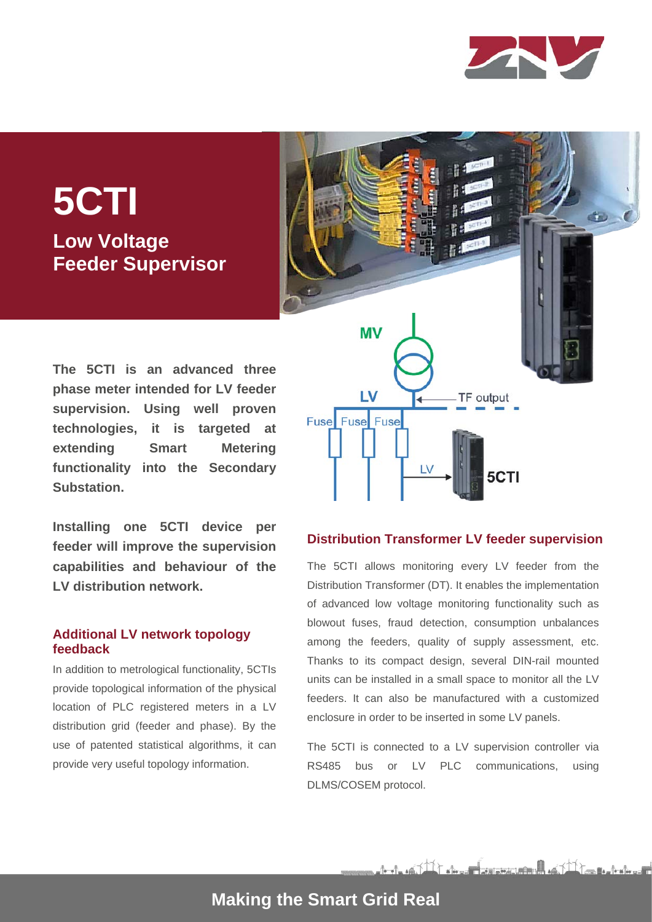# 5CTI

## Low Voltage Feeder Supervisor

**The 5CTI is an advanced three phase meter intended for LV feeder supervision. Using well proven technologies, it is targeted at extending Smart Metering functionality into the Secondary Substation.**

**Installing one 5CTI device per feeder will improve the supervision capabilities and behaviour of the LV distribution network.**

### Additional LV network topology feedback

In addition to metrological functionality, 5CTIs provide topological information of the physical location of PLC registered meters in a LV distribution grid (feeder and phase). By the use of patented statistical algorithms, it can provide very useful topology information.

### Distribution Transformer LV feeder supervision

The 5CTI allows monitoring every LV feeder from the Distribution Transformer (DT). It enables the implementation of advanced low voltage monitoring functionality such as blowout fuses, fraud detection, consumption unbalances among the feeders, quality of supply assessment, etc. Thanks to its compact design, several DIN-rail mounted units can be installed in a small space to monitor all the LV feeders. It can also be manufactured with a customized enclosure in order to be inserted in some LV panels.

The 5CTI is connected to a LV supervision controller via RS485 bus or LV PLC communications, using DLMS/COSEM protocol.

**Making the Smart Grid Real**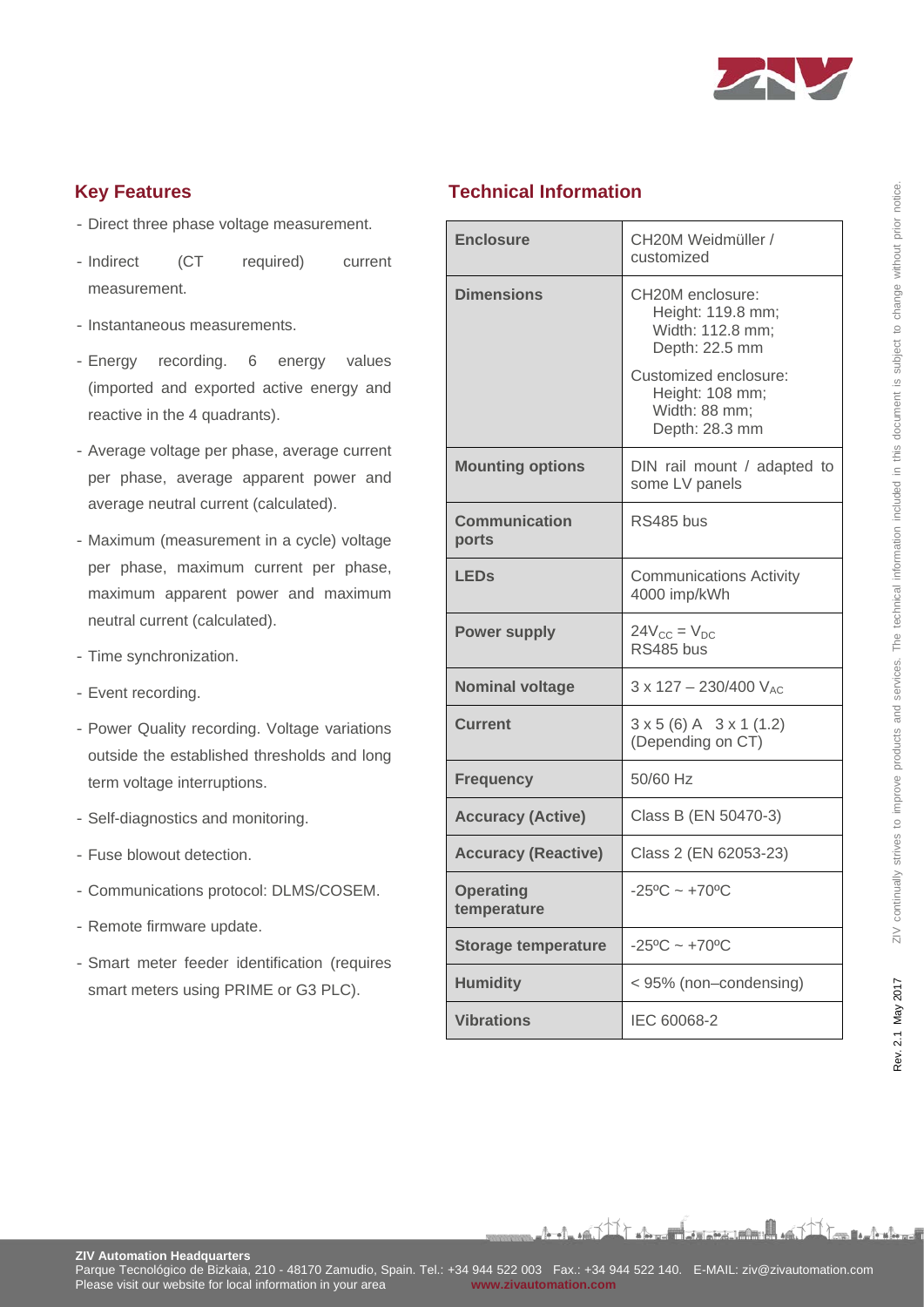## Key Features

- Direct three phase voltage measurement.
- Indirect (CT required) current measurement.
- Instantaneous measurements.
- Energy recording. 6 energy values (imported and exported active energy and reactive in the 4 quadrants).
- Average voltage per phase, average current per phase, average apparent power and average neutral current (calculated).
- Maximum (measurement in a cycle) voltage per phase, maximum current per phase, maximum apparent power and maximum neutral current (calculated).
- Time synchronization.
- Event recording.
- Power Quality recording. Voltage variations outside the established thresholds and long term voltage interruptions.
- Self-diagnostics and monitoring.
- Fuse blowout detection.
- Communications protocol: DLMS/COSEM.
- Remote firmware update.
- Smart meter feeder identification (requires smart meters using PRIME or G3 PLC).

## Technical Information

| | |
|---|---|
| **Enclosure** | CH20M Weidmüller / customized |
| **Dimensions** | CH20M enclosure: Height: 119.8 mm; Width: 112.8 mm; Depth: 22.5 mm<br>Customized enclosure: Height: 108 mm; Width: 88 mm; Depth: 28.3 mm |
| **Mounting options** | DIN rail mount / adapted to some LV panels |
| **Communication ports** | RS485 bus |
| **LEDs** | Communications Activity<br>4000 imp/kWh |
| **Power supply** | $24V_{CC} = V_{DC}$<br>RS485 bus |
| **Nominal voltage** | 3 x 127 – 230/400 $V_{AC}$ |
| **Current** | 3 x 5 (6) A 3 x 1 (1.2) (Depending on CT) |
| **Frequency** | 50/60 Hz |
| **Accuracy (Active)** | Class B (EN 50470-3) |
| **Accuracy (Reactive)** | Class 2 (EN 62053-23) |
| **Operating temperature** | -25ºC ~ +70ºC |
| **Storage temperature** | -25ºC ~ +70ºC |
| **Humidity** | < 95% (non–condensing) |
| **Vibrations** | IEC 60068-2 |

Rev. 2.1 May 2017 ZIV continually strives to improve products and services. The technical information included in this document is subject to change without prior notice.

**ZIV Automation Headquarters**
Parque Tecnológico de Bizkaia, 210 - 48170 Zamudio, Spain. Tel.: +34 944 522 003 Fax.: +34 944 522 140. E-MAIL: ziv@zivautomation.com
Please visit our website for local information in your area **www.zivautomation.com**